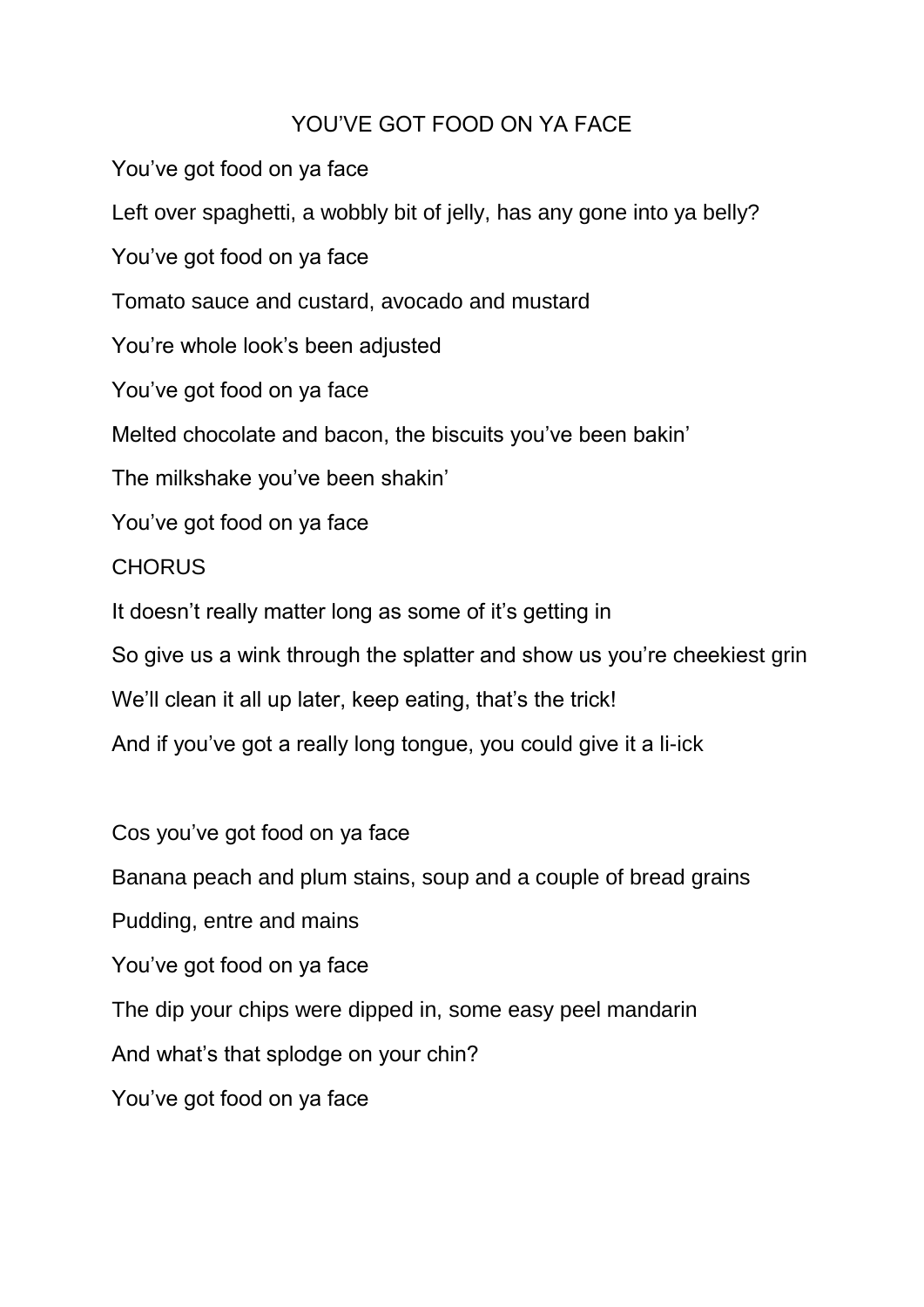# YOU'VE GOT FOOD ON YA FACE

You've got food on ya face

Left over spaghetti, a wobbly bit of jelly, has any gone into ya belly?

You've got food on ya face

Tomato sauce and custard, avocado and mustard

You're whole look's been adjusted

You've got food on ya face

Melted chocolate and bacon, the biscuits you've been bakin'

The milkshake you've been shakin'

You've got food on ya face

CHORUS

It doesn't really matter long as some of it's getting in

So give us a wink through the splatter and show us you're cheekiest grin

We'll clean it all up later, keep eating, that's the trick!

And if you've got a really long tongue, you could give it a li-ick

Cos you've got food on ya face

Banana peach and plum stains, soup and a couple of bread grains

Pudding, entre and mains

You've got food on ya face

The dip your chips were dipped in, some easy peel mandarin

And what's that splodge on your chin?

You've got food on ya face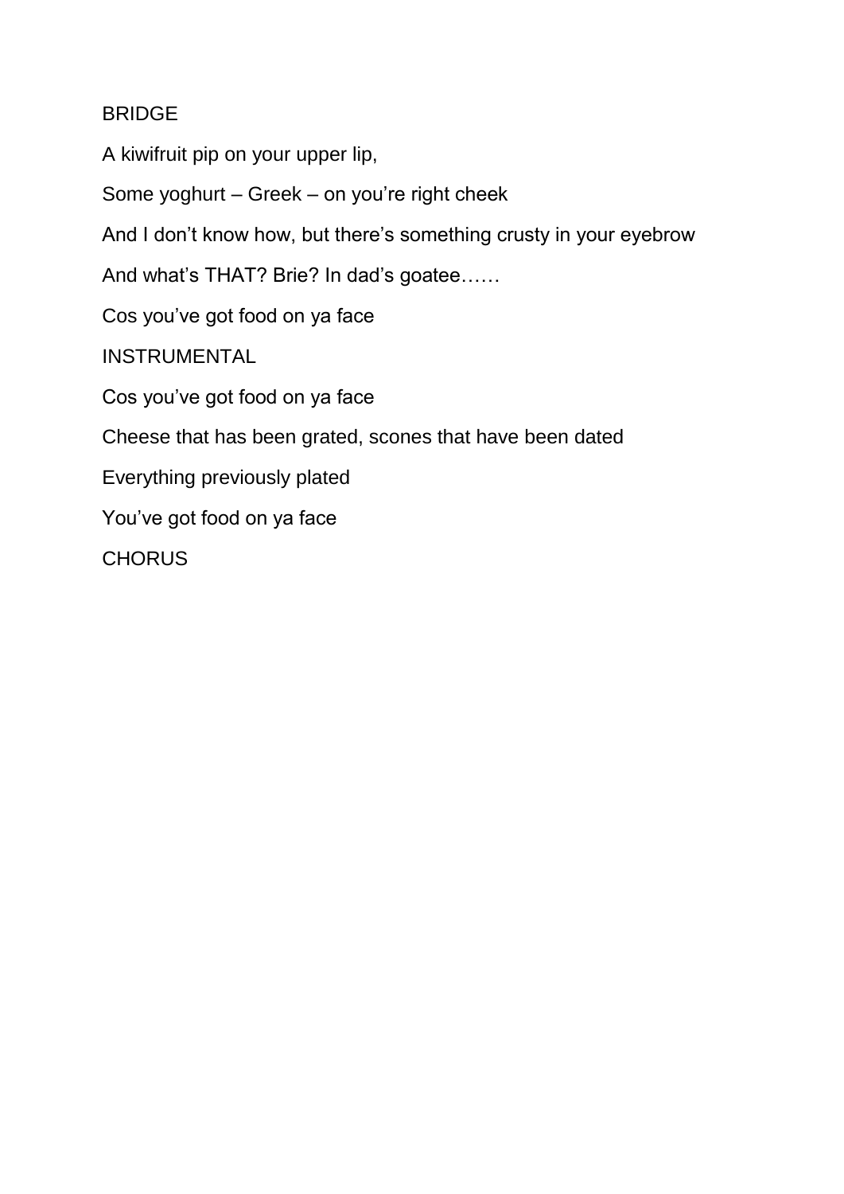BRIDGE

A kiwifruit pip on your upper lip,

Some yoghurt – Greek – on you're right cheek

And I don't know how, but there's something crusty in your eyebrow

And what's THAT? Brie? In dad's goatee……

Cos you've got food on ya face

INSTRUMENTAL

Cos you've got food on ya face

Cheese that has been grated, scones that have been dated

Everything previously plated

You've got food on ya face

CHORUS